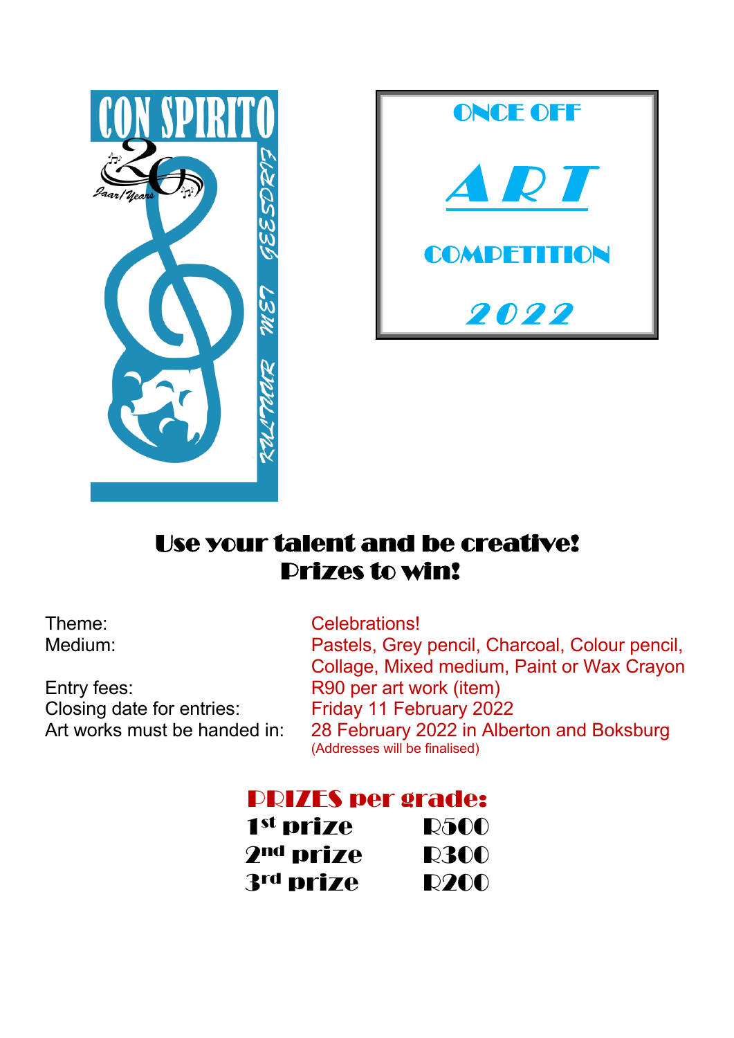CON SPIRITO

20 Jaar/Years

KULTUUR MET GEESDRIF

# ONCE OFF ART COMPETITION 2022

## Use your talent and be creative!
## Prizes to win!

| | |
|---|---|
| Theme: | Celebrations! |
| Medium: | Pastels, Grey pencil, Charcoal, Colour pencil, Collage, Mixed medium, Paint or Wax Crayon |
| Entry fees: | R90 per art work (item) |
| Closing date for entries: | Friday 11 February 2022 |
| Art works must be handed in: | 28 February 2022 in Alberton and Boksburg (Addresses will be finalised) |

## PRIZES per grade:

| | |
|---|---|
| 1st prize | R500 |
| 2nd prize | R300 |
| 3rd prize | R200 |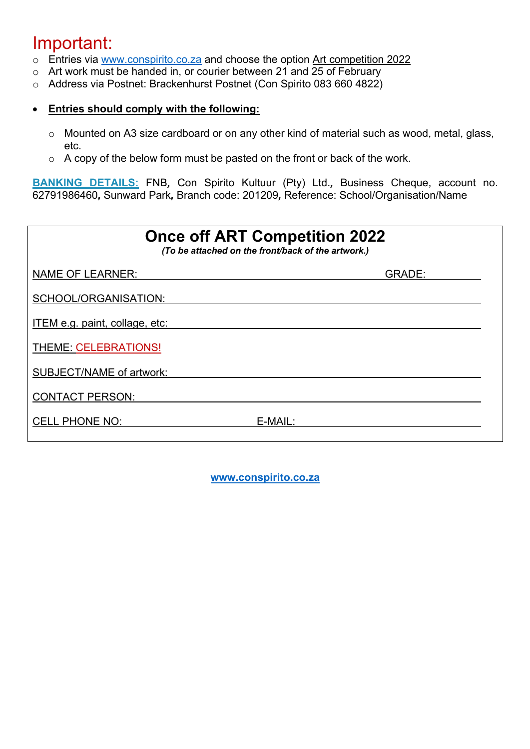# Important:

- Entries via www.conspirito.co.za and choose the option Art competition 2022
- Art work must be handed in, or courier between 21 and 25 of February
- Address via Postnet: Brackenhurst Postnet (Con Spirito 083 660 4822)

- **Entries should comply with the following:**
  - Mounted on A3 size cardboard or on any other kind of material such as wood, metal, glass, etc.
  - A copy of the below form must be pasted on the front or back of the work.

**BANKING DETAILS:** FNB**,** Con Spirito Kultuur (Pty) Ltd.**,** Business Cheque, account no. 62791986460**,** Sunward Park**,** Branch code: 201209**,** Reference: School/Organisation/Name

## Once off ART Competition 2022

***(To be attached on the front/back of the artwork.)***

NAME OF LEARNER: ______________________ GRADE: ________

SCHOOL/ORGANISATION: ______________________

ITEM e.g. paint, collage, etc: ______________________

THEME: CELEBRATIONS!

SUBJECT/NAME of artwork: ______________________

CONTACT PERSON: ______________________

CELL PHONE NO: ______________ E-MAIL: ______________

**www.conspirito.co.za**